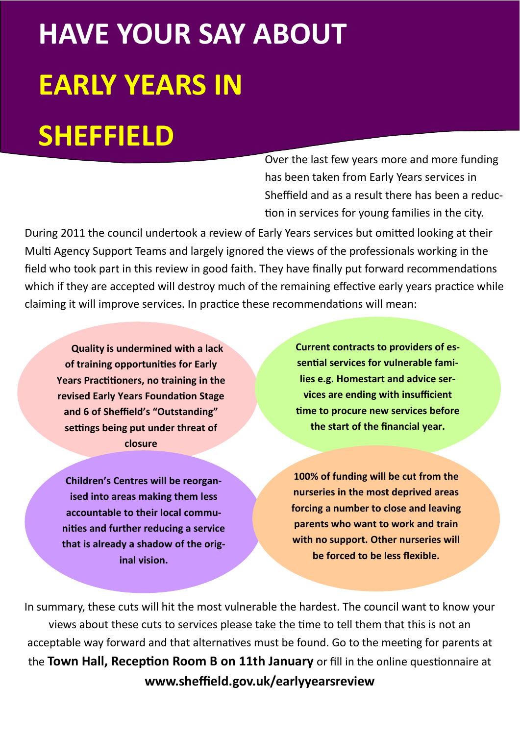# HAVE YOUR SAY ABOUT EARLY YEARS IN SHEFFIELD

Over the last few years more and more funding has been taken from Early Years services in Sheffield and as a result there has been a reduction in services for young families in the city.

During 2011 the council undertook a review of Early Years services but omitted looking at their Multi Agency Support Teams and largely ignored the views of the professionals working in the field who took part in this review in good faith. They have finally put forward recommendations which if they are accepted will destroy much of the remaining effective early years practice while claiming it will improve services. In practice these recommendations will mean:

**Quality is undermined with a lack of training opportunities for Early Years Practitioners, no training in the revised Early Years Foundation Stage and 6 of Sheffield's "Outstanding" settings being put under threat of closure**

**Current contracts to providers of essential services for vulnerable families e.g. Homestart and advice services are ending with insufficient time to procure new services before the start of the financial year.**

**Children's Centres will be reorganised into areas making them less accountable to their local communities and further reducing a service that is already a shadow of the original vision.**

**100% of funding will be cut from the nurseries in the most deprived areas forcing a number to close and leaving parents who want to work and train with no support. Other nurseries will be forced to be less flexible.**

In summary, these cuts will hit the most vulnerable the hardest. The council want to know your views about these cuts to services please take the time to tell them that this is not an acceptable way forward and that alternatives must be found. Go to the meeting for parents at the **Town Hall, Reception Room B on 11th January** or fill in the online questionnaire at **www.sheffield.gov.uk/earlyyearsreview**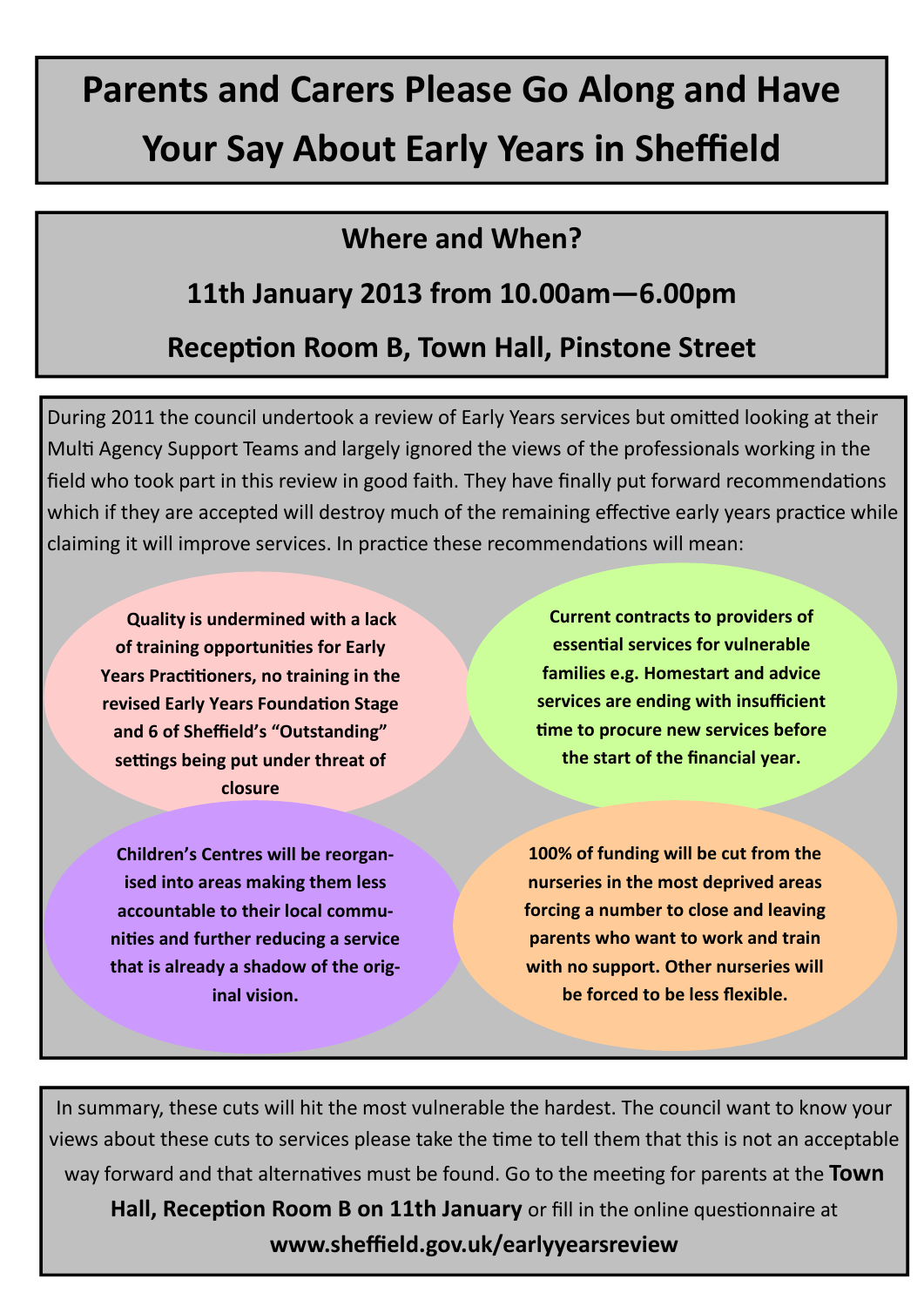# Parents and Carers Please Go Along and Have Your Say About Early Years in Sheffield

## Where and When?

## 11th January 2013 from 10.00am—6.00pm

## Reception Room B, Town Hall, Pinstone Street

During 2011 the council undertook a review of Early Years services but omitted looking at their Multi Agency Support Teams and largely ignored the views of the professionals working in the field who took part in this review in good faith. They have finally put forward recommendations which if they are accepted will destroy much of the remaining effective early years practice while claiming it will improve services. In practice these recommendations will mean:

**Quality is undermined with a lack of training opportunities for Early Years Practitioners, no training in the revised Early Years Foundation Stage and 6 of Sheffield's "Outstanding" settings being put under threat of closure**

**Current contracts to providers of essential services for vulnerable families e.g. Homestart and advice services are ending with insufficient time to procure new services before the start of the financial year.**

**Children's Centres will be reorganised into areas making them less accountable to their local communities and further reducing a service that is already a shadow of the original vision.**

**100% of funding will be cut from the nurseries in the most deprived areas forcing a number to close and leaving parents who want to work and train with no support. Other nurseries will be forced to be less flexible.**

In summary, these cuts will hit the most vulnerable the hardest. The council want to know your views about these cuts to services please take the time to tell them that this is not an acceptable way forward and that alternatives must be found. Go to the meeting for parents at the **Town Hall, Reception Room B on 11th January** or fill in the online questionnaire at **www.sheffield.gov.uk/earlyyearsreview**